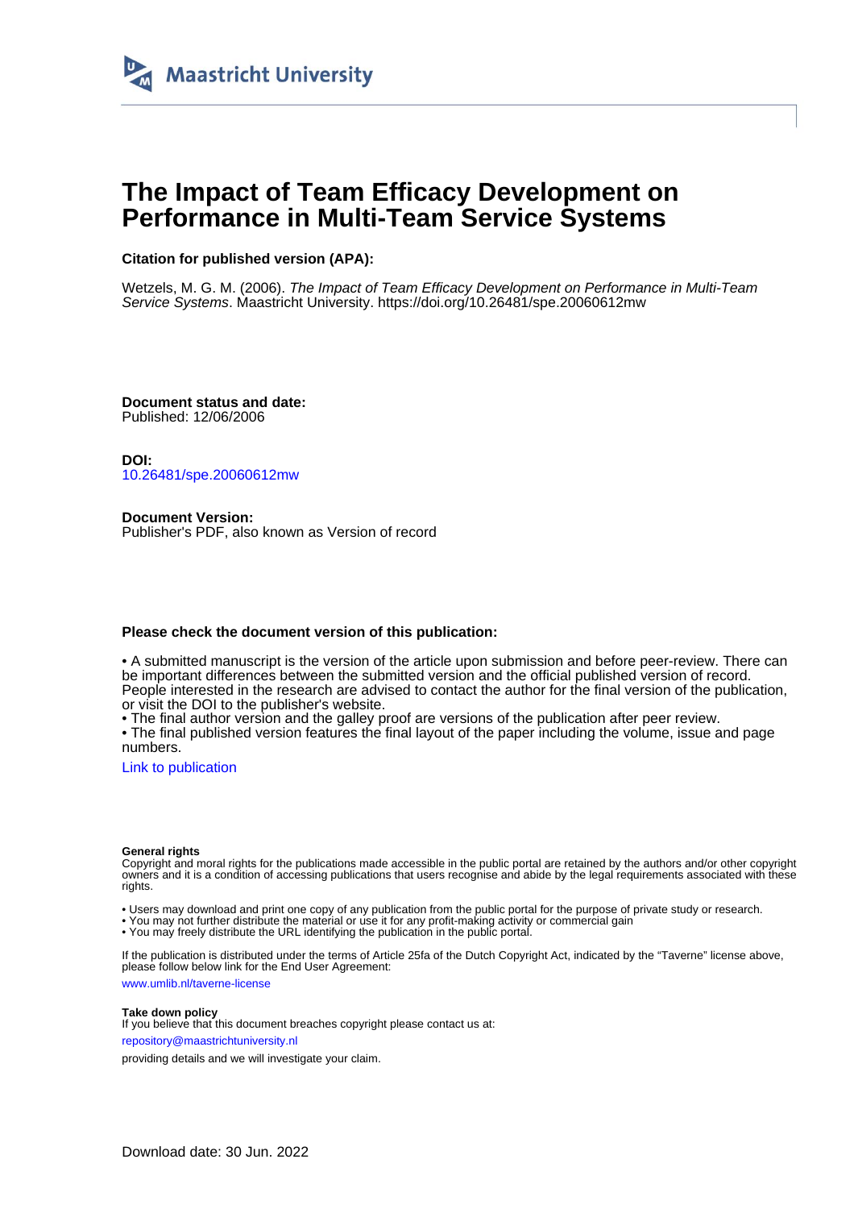Maastricht University

# The Impact of Team Efficacy Development on Performance in Multi-Team Service Systems

**Citation for published version (APA):**

Wetzels, M. G. M. (2006). *The Impact of Team Efficacy Development on Performance in Multi-Team Service Systems*. Maastricht University. https://doi.org/10.26481/spe.20060612mw

**Document status and date:**
Published: 12/06/2006

**DOI:**
10.26481/spe.20060612mw

**Document Version:**
Publisher's PDF, also known as Version of record

**Please check the document version of this publication:**

- A submitted manuscript is the version of the article upon submission and before peer-review. There can be important differences between the submitted version and the official published version of record. People interested in the research are advised to contact the author for the final version of the publication, or visit the DOI to the publisher's website.
- The final author version and the galley proof are versions of the publication after peer review.
- The final published version features the final layout of the paper including the volume, issue and page numbers.

Link to publication

**General rights**
Copyright and moral rights for the publications made accessible in the public portal are retained by the authors and/or other copyright owners and it is a condition of accessing publications that users recognise and abide by the legal requirements associated with these rights.

- Users may download and print one copy of any publication from the public portal for the purpose of private study or research.
- You may not further distribute the material or use it for any profit-making activity or commercial gain
- You may freely distribute the URL identifying the publication in the public portal.

If the publication is distributed under the terms of Article 25fa of the Dutch Copyright Act, indicated by the "Taverne" license above, please follow below link for the End User Agreement:

www.umlib.nl/taverne-license

**Take down policy**
If you believe that this document breaches copyright please contact us at:

repository@maastrichtuniversity.nl

providing details and we will investigate your claim.

Download date: 30 Jun. 2022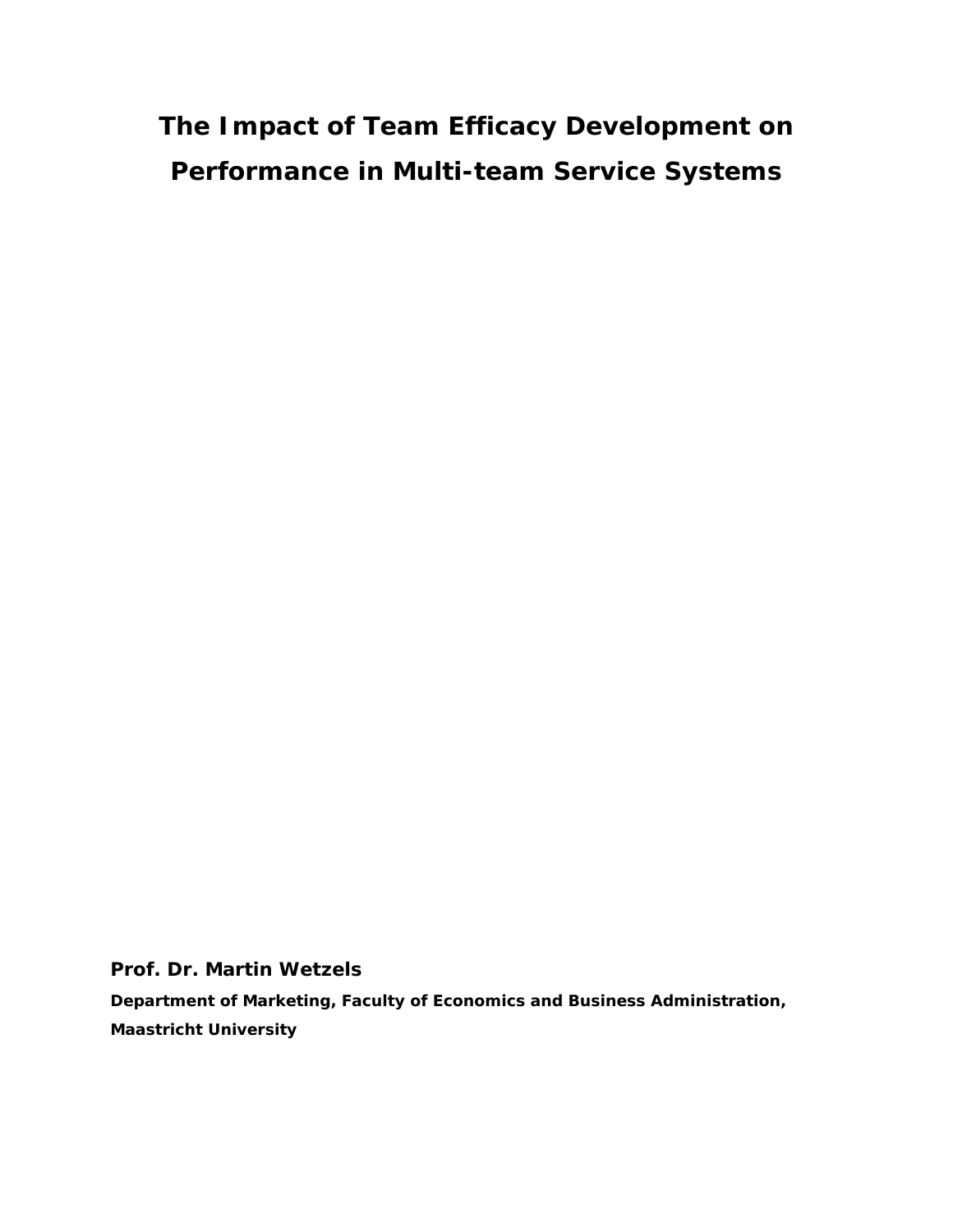# The Impact of Team Efficacy Development on Performance in Multi-team Service Systems

**Prof. Dr. Martin Wetzels**

**Department of Marketing, Faculty of Economics and Business Administration, Maastricht University**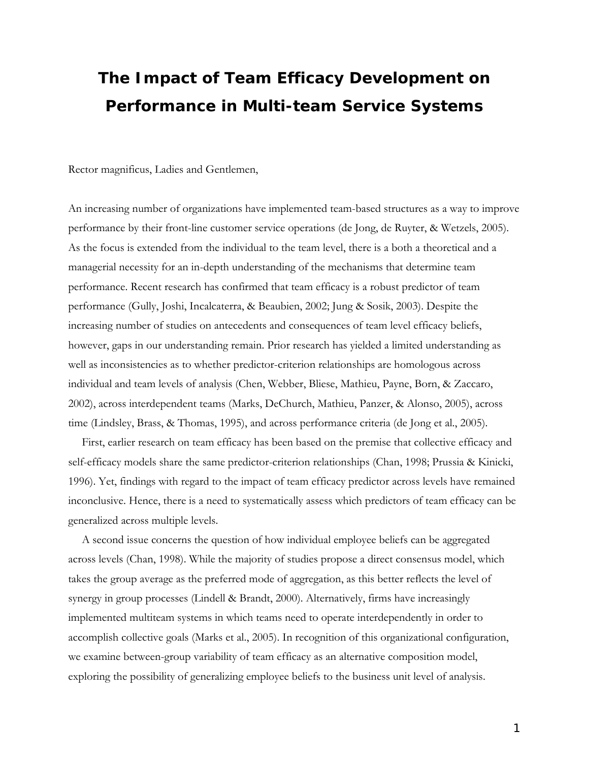# The Impact of Team Efficacy Development on Performance in Multi-team Service Systems

Rector magnificus, Ladies and Gentlemen,

An increasing number of organizations have implemented team-based structures as a way to improve performance by their front-line customer service operations (de Jong, de Ruyter, & Wetzels, 2005). As the focus is extended from the individual to the team level, there is a both a theoretical and a managerial necessity for an in-depth understanding of the mechanisms that determine team performance. Recent research has confirmed that team efficacy is a robust predictor of team performance (Gully, Joshi, Incalcaterra, & Beaubien, 2002; Jung & Sosik, 2003). Despite the increasing number of studies on antecedents and consequences of team level efficacy beliefs, however, gaps in our understanding remain. Prior research has yielded a limited understanding as well as inconsistencies as to whether predictor-criterion relationships are homologous across individual and team levels of analysis (Chen, Webber, Bliese, Mathieu, Payne, Born, & Zaccaro, 2002), across interdependent teams (Marks, DeChurch, Mathieu, Panzer, & Alonso, 2005), across time (Lindsley, Brass, & Thomas, 1995), and across performance criteria (de Jong et al., 2005).

First, earlier research on team efficacy has been based on the premise that collective efficacy and self-efficacy models share the same predictor-criterion relationships (Chan, 1998; Prussia & Kinicki, 1996). Yet, findings with regard to the impact of team efficacy predictor across levels have remained inconclusive. Hence, there is a need to systematically assess which predictors of team efficacy can be generalized across multiple levels.

A second issue concerns the question of how individual employee beliefs can be aggregated across levels (Chan, 1998). While the majority of studies propose a direct consensus model, which takes the group average as the preferred mode of aggregation, as this better reflects the level of synergy in group processes (Lindell & Brandt, 2000). Alternatively, firms have increasingly implemented multiteam systems in which teams need to operate interdependently in order to accomplish collective goals (Marks et al., 2005). In recognition of this organizational configuration, we examine between-group variability of team efficacy as an alternative composition model, exploring the possibility of generalizing employee beliefs to the business unit level of analysis.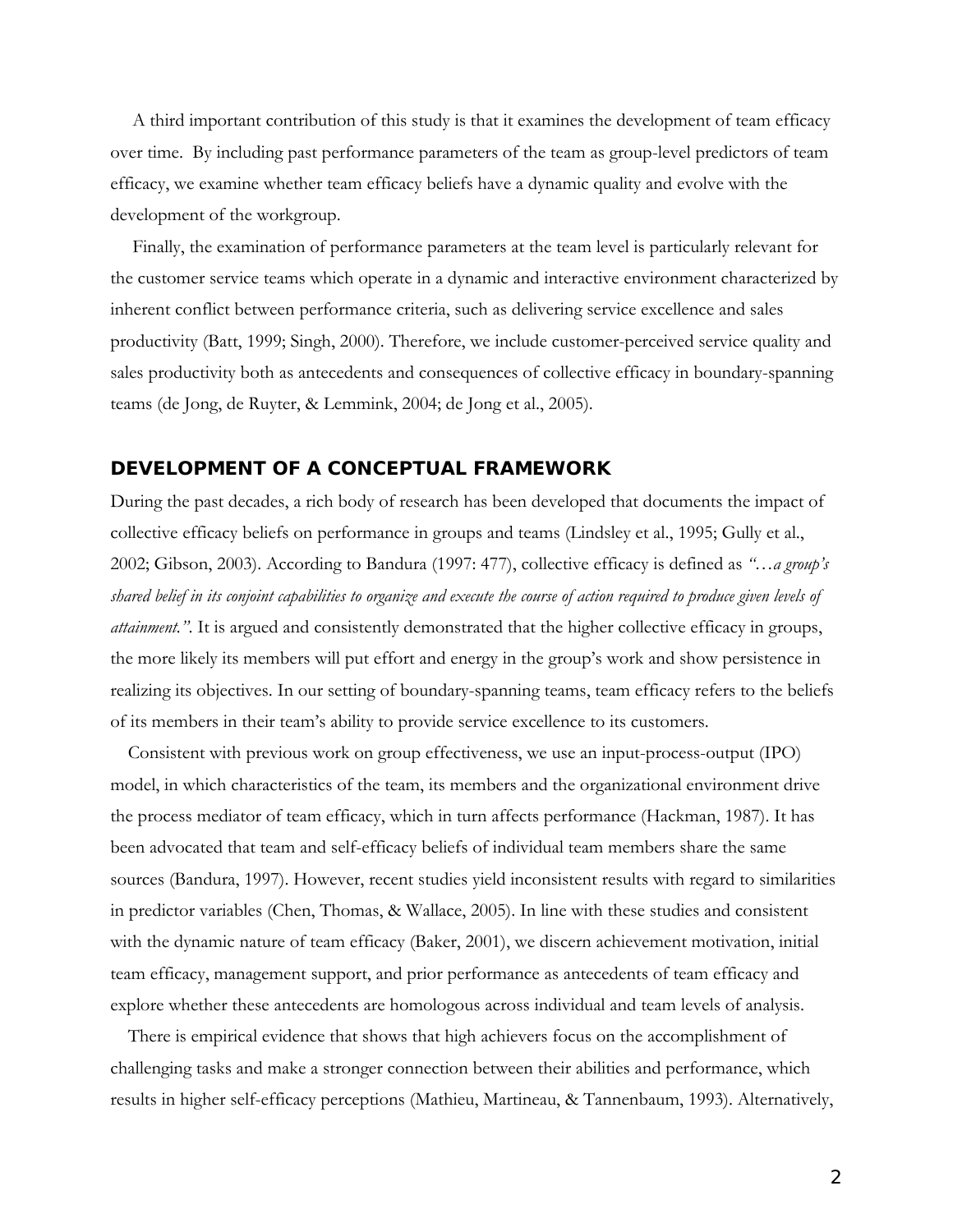A third important contribution of this study is that it examines the development of team efficacy over time. By including past performance parameters of the team as group-level predictors of team efficacy, we examine whether team efficacy beliefs have a dynamic quality and evolve with the development of the workgroup.

Finally, the examination of performance parameters at the team level is particularly relevant for the customer service teams which operate in a dynamic and interactive environment characterized by inherent conflict between performance criteria, such as delivering service excellence and sales productivity (Batt, 1999; Singh, 2000). Therefore, we include customer-perceived service quality and sales productivity both as antecedents and consequences of collective efficacy in boundary-spanning teams (de Jong, de Ruyter, & Lemmink, 2004; de Jong et al., 2005).

## DEVELOPMENT OF A CONCEPTUAL FRAMEWORK

During the past decades, a rich body of research has been developed that documents the impact of collective efficacy beliefs on performance in groups and teams (Lindsley et al., 1995; Gully et al., 2002; Gibson, 2003). According to Bandura (1997: 477), collective efficacy is defined as *"…a group's shared belief in its conjoint capabilities to organize and execute the course of action required to produce given levels of attainment."*. It is argued and consistently demonstrated that the higher collective efficacy in groups, the more likely its members will put effort and energy in the group's work and show persistence in realizing its objectives. In our setting of boundary-spanning teams, team efficacy refers to the beliefs of its members in their team's ability to provide service excellence to its customers.

Consistent with previous work on group effectiveness, we use an input-process-output (IPO) model, in which characteristics of the team, its members and the organizational environment drive the process mediator of team efficacy, which in turn affects performance (Hackman, 1987). It has been advocated that team and self-efficacy beliefs of individual team members share the same sources (Bandura, 1997). However, recent studies yield inconsistent results with regard to similarities in predictor variables (Chen, Thomas, & Wallace, 2005). In line with these studies and consistent with the dynamic nature of team efficacy (Baker, 2001), we discern achievement motivation, initial team efficacy, management support, and prior performance as antecedents of team efficacy and explore whether these antecedents are homologous across individual and team levels of analysis.

There is empirical evidence that shows that high achievers focus on the accomplishment of challenging tasks and make a stronger connection between their abilities and performance, which results in higher self-efficacy perceptions (Mathieu, Martineau, & Tannenbaum, 1993). Alternatively,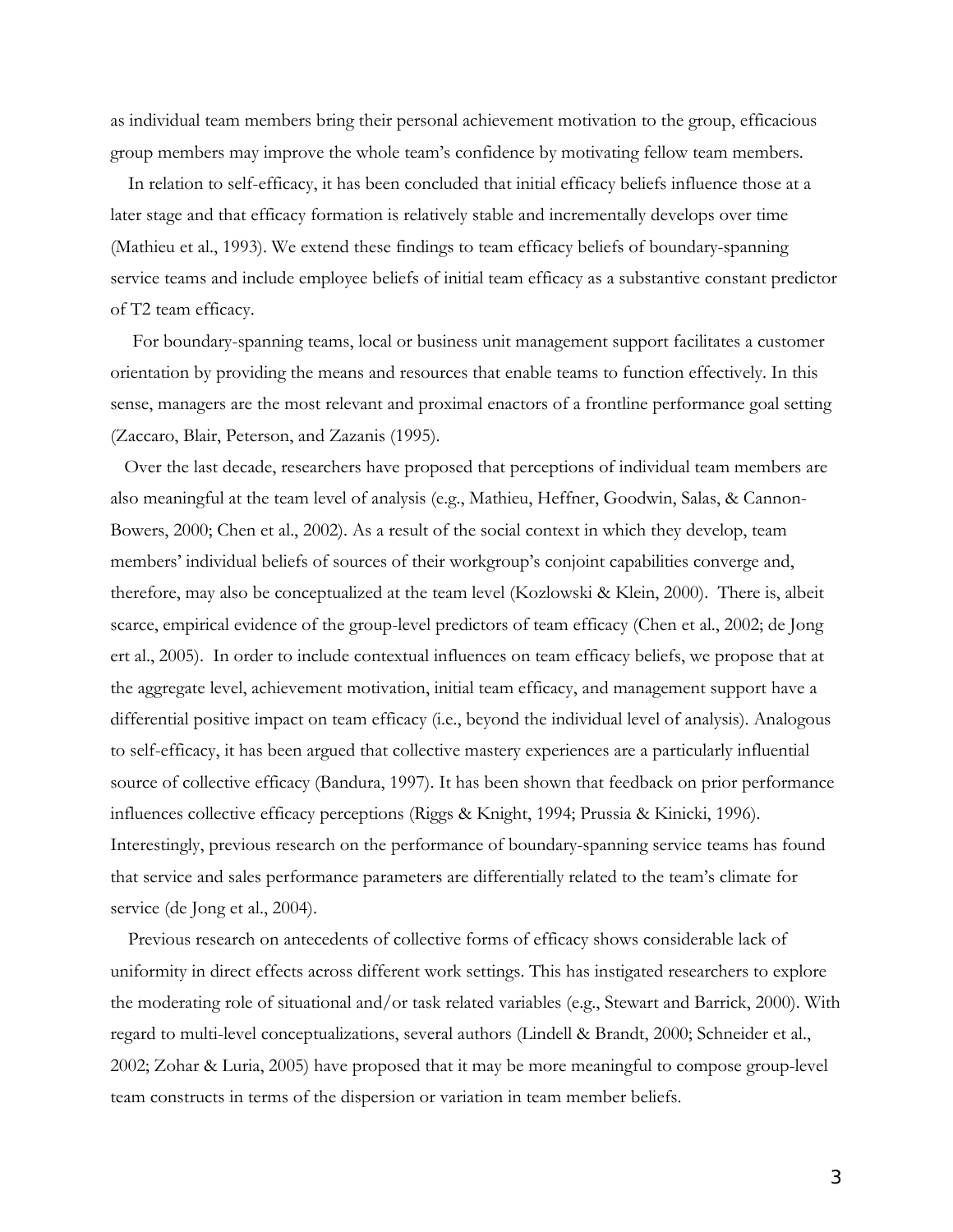as individual team members bring their personal achievement motivation to the group, efficacious group members may improve the whole team's confidence by motivating fellow team members.

In relation to self-efficacy, it has been concluded that initial efficacy beliefs influence those at a later stage and that efficacy formation is relatively stable and incrementally develops over time (Mathieu et al., 1993). We extend these findings to team efficacy beliefs of boundary-spanning service teams and include employee beliefs of initial team efficacy as a substantive constant predictor of T2 team efficacy.

For boundary-spanning teams, local or business unit management support facilitates a customer orientation by providing the means and resources that enable teams to function effectively. In this sense, managers are the most relevant and proximal enactors of a frontline performance goal setting (Zaccaro, Blair, Peterson, and Zazanis (1995).

Over the last decade, researchers have proposed that perceptions of individual team members are also meaningful at the team level of analysis (e.g., Mathieu, Heffner, Goodwin, Salas, & Cannon-Bowers, 2000; Chen et al., 2002). As a result of the social context in which they develop, team members' individual beliefs of sources of their workgroup's conjoint capabilities converge and, therefore, may also be conceptualized at the team level (Kozlowski & Klein, 2000). There is, albeit scarce, empirical evidence of the group-level predictors of team efficacy (Chen et al., 2002; de Jong ert al., 2005). In order to include contextual influences on team efficacy beliefs, we propose that at the aggregate level, achievement motivation, initial team efficacy, and management support have a differential positive impact on team efficacy (i.e., beyond the individual level of analysis). Analogous to self-efficacy, it has been argued that collective mastery experiences are a particularly influential source of collective efficacy (Bandura, 1997). It has been shown that feedback on prior performance influences collective efficacy perceptions (Riggs & Knight, 1994; Prussia & Kinicki, 1996). Interestingly, previous research on the performance of boundary-spanning service teams has found that service and sales performance parameters are differentially related to the team's climate for service (de Jong et al., 2004).

Previous research on antecedents of collective forms of efficacy shows considerable lack of uniformity in direct effects across different work settings. This has instigated researchers to explore the moderating role of situational and/or task related variables (e.g., Stewart and Barrick, 2000). With regard to multi-level conceptualizations, several authors (Lindell & Brandt, 2000; Schneider et al., 2002; Zohar & Luria, 2005) have proposed that it may be more meaningful to compose group-level team constructs in terms of the dispersion or variation in team member beliefs.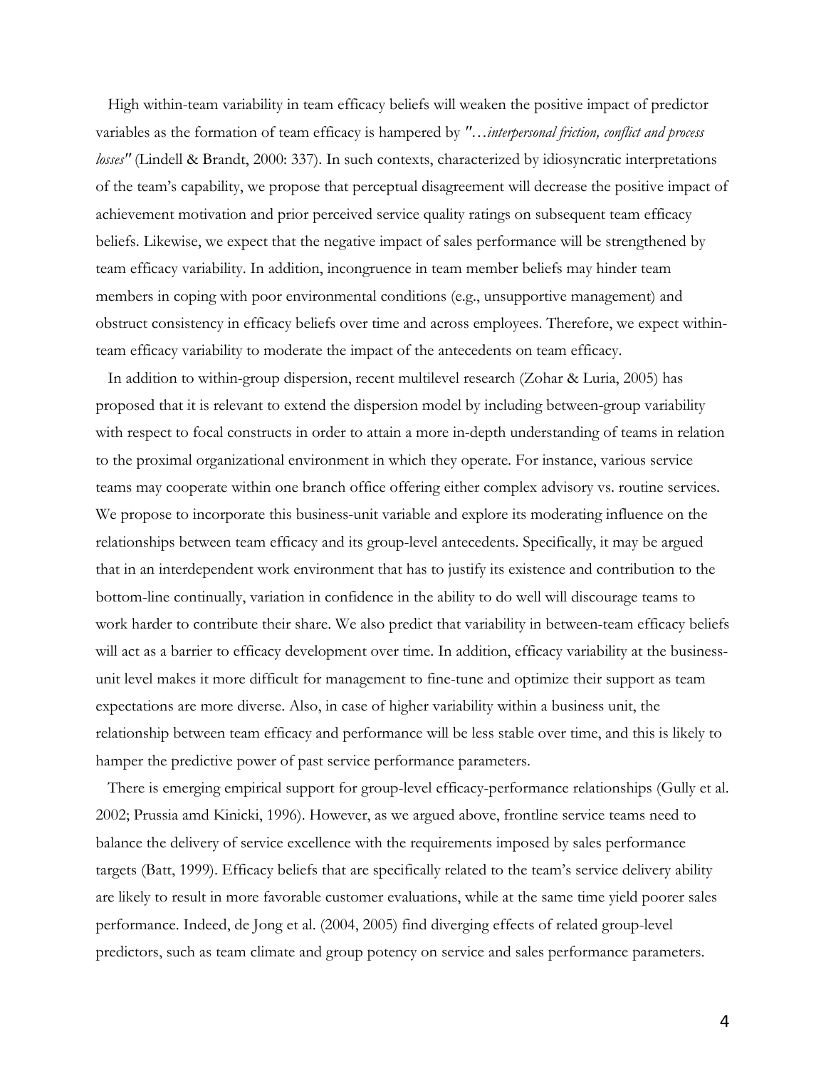High within-team variability in team efficacy beliefs will weaken the positive impact of predictor variables as the formation of team efficacy is hampered by *"…interpersonal friction, conflict and process losses"* (Lindell & Brandt, 2000: 337). In such contexts, characterized by idiosyncratic interpretations of the team's capability, we propose that perceptual disagreement will decrease the positive impact of achievement motivation and prior perceived service quality ratings on subsequent team efficacy beliefs. Likewise, we expect that the negative impact of sales performance will be strengthened by team efficacy variability. In addition, incongruence in team member beliefs may hinder team members in coping with poor environmental conditions (e.g., unsupportive management) and obstruct consistency in efficacy beliefs over time and across employees. Therefore, we expect within-team efficacy variability to moderate the impact of the antecedents on team efficacy.

In addition to within-group dispersion, recent multilevel research (Zohar & Luria, 2005) has proposed that it is relevant to extend the dispersion model by including between-group variability with respect to focal constructs in order to attain a more in-depth understanding of teams in relation to the proximal organizational environment in which they operate. For instance, various service teams may cooperate within one branch office offering either complex advisory vs. routine services. We propose to incorporate this business-unit variable and explore its moderating influence on the relationships between team efficacy and its group-level antecedents. Specifically, it may be argued that in an interdependent work environment that has to justify its existence and contribution to the bottom-line continually, variation in confidence in the ability to do well will discourage teams to work harder to contribute their share. We also predict that variability in between-team efficacy beliefs will act as a barrier to efficacy development over time. In addition, efficacy variability at the business-unit level makes it more difficult for management to fine-tune and optimize their support as team expectations are more diverse. Also, in case of higher variability within a business unit, the relationship between team efficacy and performance will be less stable over time, and this is likely to hamper the predictive power of past service performance parameters.

There is emerging empirical support for group-level efficacy-performance relationships (Gully et al. 2002; Prussia amd Kinicki, 1996). However, as we argued above, frontline service teams need to balance the delivery of service excellence with the requirements imposed by sales performance targets (Batt, 1999). Efficacy beliefs that are specifically related to the team's service delivery ability are likely to result in more favorable customer evaluations, while at the same time yield poorer sales performance. Indeed, de Jong et al. (2004, 2005) find diverging effects of related group-level predictors, such as team climate and group potency on service and sales performance parameters.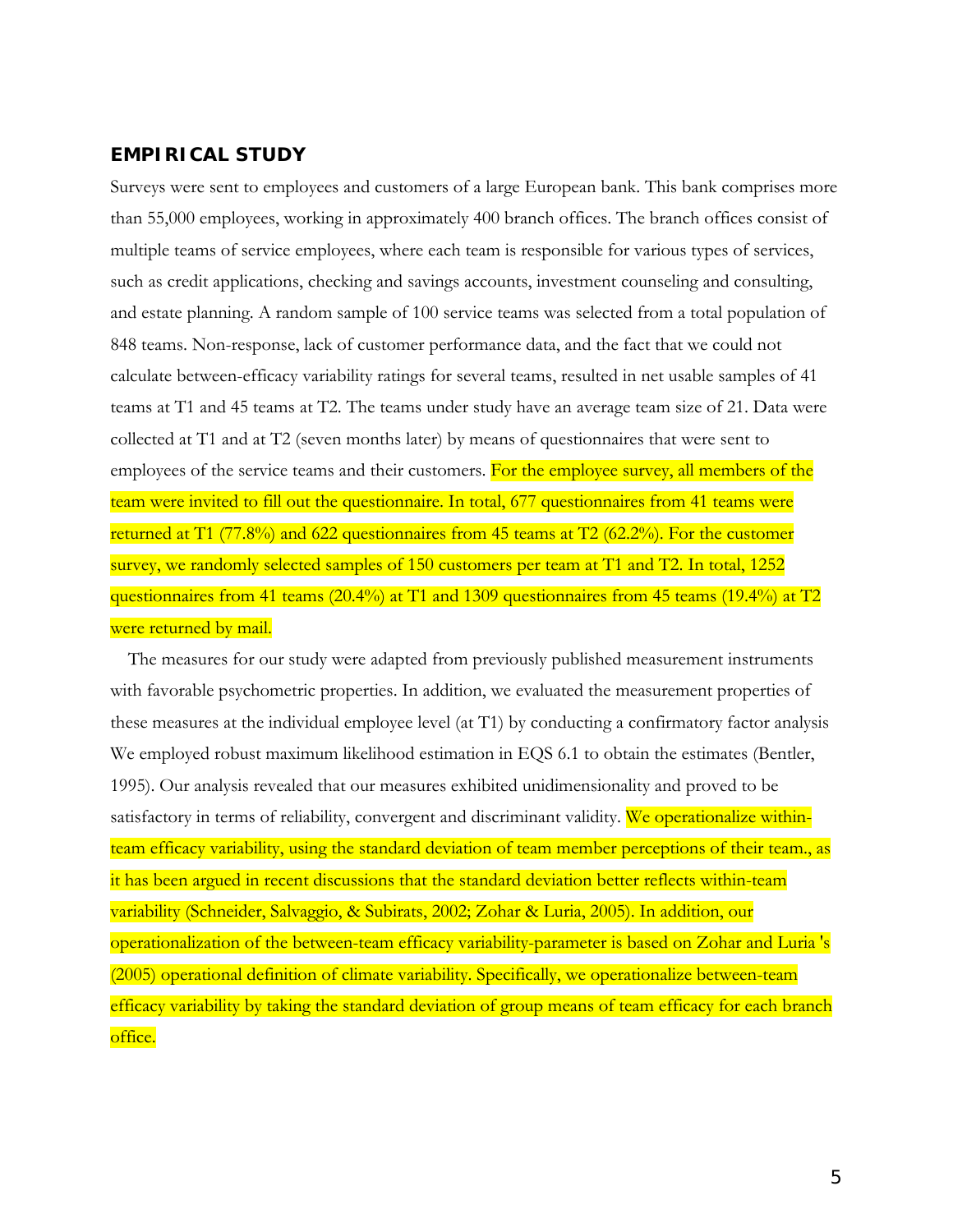## EMPIRICAL STUDY

Surveys were sent to employees and customers of a large European bank. This bank comprises more than 55,000 employees, working in approximately 400 branch offices. The branch offices consist of multiple teams of service employees, where each team is responsible for various types of services, such as credit applications, checking and savings accounts, investment counseling and consulting, and estate planning. A random sample of 100 service teams was selected from a total population of 848 teams. Non-response, lack of customer performance data, and the fact that we could not calculate between-efficacy variability ratings for several teams, resulted in net usable samples of 41 teams at T1 and 45 teams at T2. The teams under study have an average team size of 21. Data were collected at T1 and at T2 (seven months later) by means of questionnaires that were sent to employees of the service teams and their customers. For the employee survey, all members of the team were invited to fill out the questionnaire. In total, 677 questionnaires from 41 teams were returned at T1 (77.8%) and 622 questionnaires from 45 teams at T2 (62.2%). For the customer survey, we randomly selected samples of 150 customers per team at T1 and T2. In total, 1252 questionnaires from 41 teams (20.4%) at T1 and 1309 questionnaires from 45 teams (19.4%) at T2 were returned by mail.

The measures for our study were adapted from previously published measurement instruments with favorable psychometric properties. In addition, we evaluated the measurement properties of these measures at the individual employee level (at T1) by conducting a confirmatory factor analysis We employed robust maximum likelihood estimation in EQS 6.1 to obtain the estimates (Bentler, 1995). Our analysis revealed that our measures exhibited unidimensionality and proved to be satisfactory in terms of reliability, convergent and discriminant validity. We operationalize within-team efficacy variability, using the standard deviation of team member perceptions of their team., as it has been argued in recent discussions that the standard deviation better reflects within-team variability (Schneider, Salvaggio, & Subirats, 2002; Zohar & Luria, 2005). In addition, our operationalization of the between-team efficacy variability-parameter is based on Zohar and Luria 's (2005) operational definition of climate variability. Specifically, we operationalize between-team efficacy variability by taking the standard deviation of group means of team efficacy for each branch office.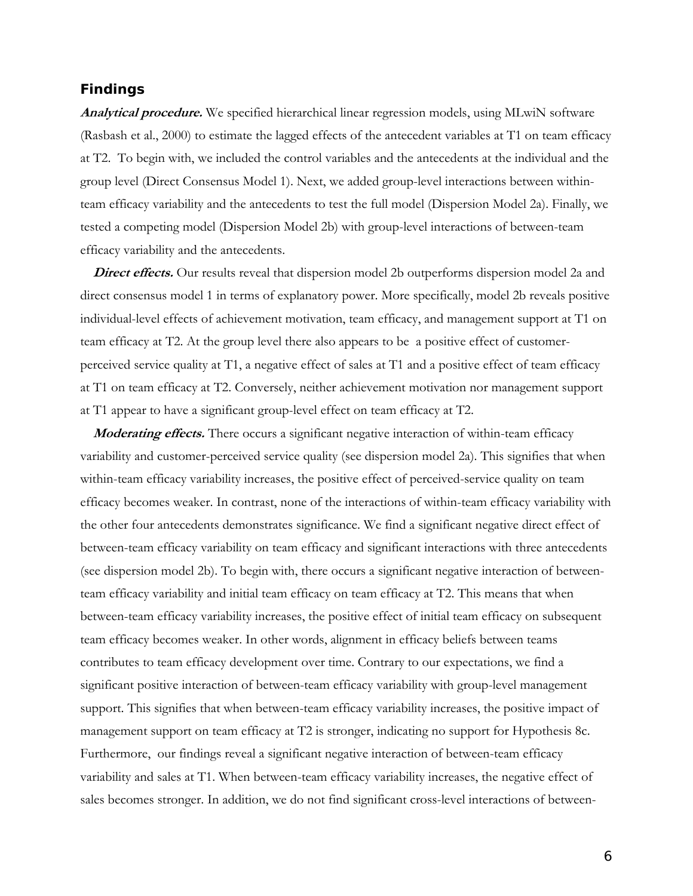## Findings

***Analytical procedure.*** We specified hierarchical linear regression models, using MLwiN software (Rasbash et al., 2000) to estimate the lagged effects of the antecedent variables at T1 on team efficacy at T2. To begin with, we included the control variables and the antecedents at the individual and the group level (Direct Consensus Model 1). Next, we added group-level interactions between within-team efficacy variability and the antecedents to test the full model (Dispersion Model 2a). Finally, we tested a competing model (Dispersion Model 2b) with group-level interactions of between-team efficacy variability and the antecedents.

***Direct effects.*** Our results reveal that dispersion model 2b outperforms dispersion model 2a and direct consensus model 1 in terms of explanatory power. More specifically, model 2b reveals positive individual-level effects of achievement motivation, team efficacy, and management support at T1 on team efficacy at T2. At the group level there also appears to be a positive effect of customer-perceived service quality at T1, a negative effect of sales at T1 and a positive effect of team efficacy at T1 on team efficacy at T2. Conversely, neither achievement motivation nor management support at T1 appear to have a significant group-level effect on team efficacy at T2.

***Moderating effects.*** There occurs a significant negative interaction of within-team efficacy variability and customer-perceived service quality (see dispersion model 2a). This signifies that when within-team efficacy variability increases, the positive effect of perceived-service quality on team efficacy becomes weaker. In contrast, none of the interactions of within-team efficacy variability with the other four antecedents demonstrates significance. We find a significant negative direct effect of between-team efficacy variability on team efficacy and significant interactions with three antecedents (see dispersion model 2b). To begin with, there occurs a significant negative interaction of between-team efficacy variability and initial team efficacy on team efficacy at T2. This means that when between-team efficacy variability increases, the positive effect of initial team efficacy on subsequent team efficacy becomes weaker. In other words, alignment in efficacy beliefs between teams contributes to team efficacy development over time. Contrary to our expectations, we find a significant positive interaction of between-team efficacy variability with group-level management support. This signifies that when between-team efficacy variability increases, the positive impact of management support on team efficacy at T2 is stronger, indicating no support for Hypothesis 8c. Furthermore, our findings reveal a significant negative interaction of between-team efficacy variability and sales at T1. When between-team efficacy variability increases, the negative effect of sales becomes stronger. In addition, we do not find significant cross-level interactions of between-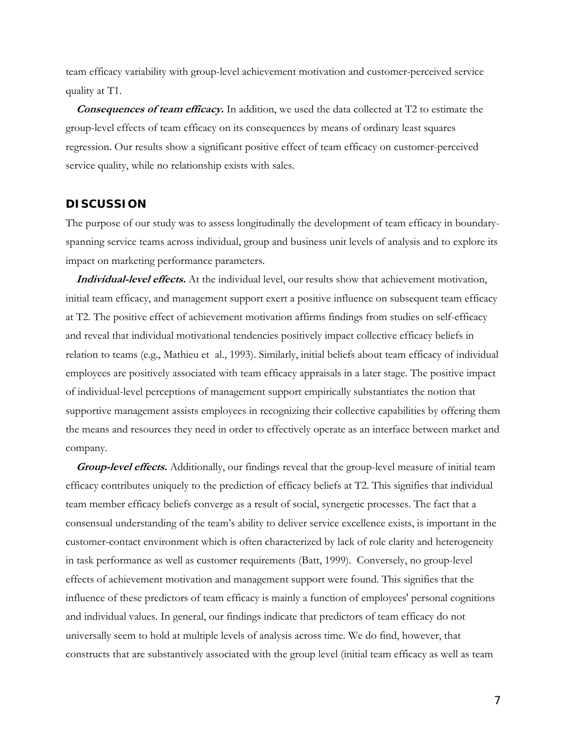team efficacy variability with group-level achievement motivation and customer-perceived service quality at T1.

***Consequences of team efficacy.*** In addition, we used the data collected at T2 to estimate the group-level effects of team efficacy on its consequences by means of ordinary least squares regression. Our results show a significant positive effect of team efficacy on customer-perceived service quality, while no relationship exists with sales.

## DISCUSSION

The purpose of our study was to assess longitudinally the development of team efficacy in boundary-spanning service teams across individual, group and business unit levels of analysis and to explore its impact on marketing performance parameters.

***Individual-level effects.*** At the individual level, our results show that achievement motivation, initial team efficacy, and management support exert a positive influence on subsequent team efficacy at T2. The positive effect of achievement motivation affirms findings from studies on self-efficacy and reveal that individual motivational tendencies positively impact collective efficacy beliefs in relation to teams (e.g., Mathieu et al., 1993). Similarly, initial beliefs about team efficacy of individual employees are positively associated with team efficacy appraisals in a later stage. The positive impact of individual-level perceptions of management support empirically substantiates the notion that supportive management assists employees in recognizing their collective capabilities by offering them the means and resources they need in order to effectively operate as an interface between market and company.

***Group-level effects.*** Additionally, our findings reveal that the group-level measure of initial team efficacy contributes uniquely to the prediction of efficacy beliefs at T2. This signifies that individual team member efficacy beliefs converge as a result of social, synergetic processes. The fact that a consensual understanding of the team's ability to deliver service excellence exists, is important in the customer-contact environment which is often characterized by lack of role clarity and heterogeneity in task performance as well as customer requirements (Batt, 1999). Conversely, no group-level effects of achievement motivation and management support were found. This signifies that the influence of these predictors of team efficacy is mainly a function of employees' personal cognitions and individual values. In general, our findings indicate that predictors of team efficacy do not universally seem to hold at multiple levels of analysis across time. We do find, however, that constructs that are substantively associated with the group level (initial team efficacy as well as team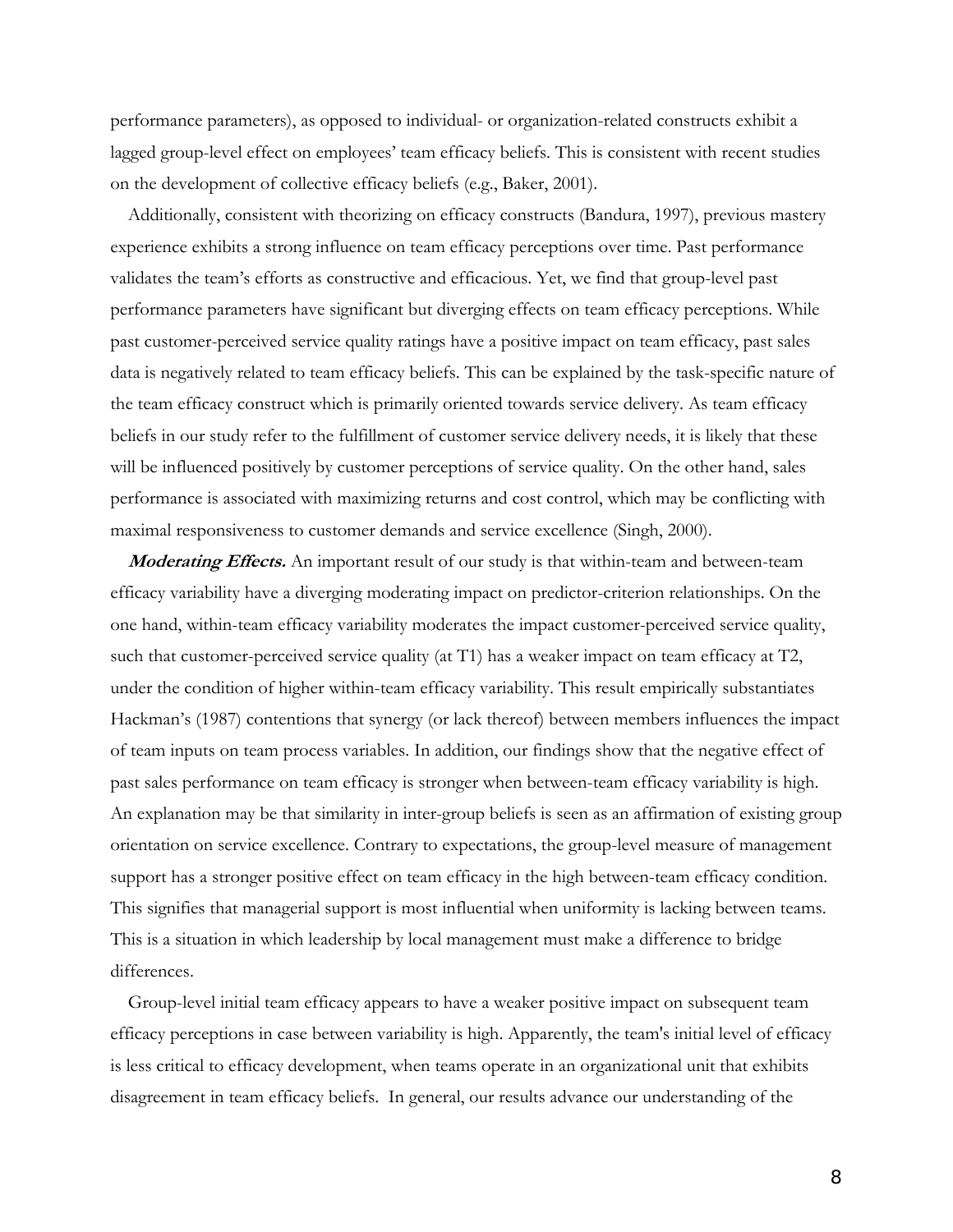performance parameters), as opposed to individual- or organization-related constructs exhibit a lagged group-level effect on employees' team efficacy beliefs. This is consistent with recent studies on the development of collective efficacy beliefs (e.g., Baker, 2001).

Additionally, consistent with theorizing on efficacy constructs (Bandura, 1997), previous mastery experience exhibits a strong influence on team efficacy perceptions over time. Past performance validates the team's efforts as constructive and efficacious. Yet, we find that group-level past performance parameters have significant but diverging effects on team efficacy perceptions. While past customer-perceived service quality ratings have a positive impact on team efficacy, past sales data is negatively related to team efficacy beliefs. This can be explained by the task-specific nature of the team efficacy construct which is primarily oriented towards service delivery. As team efficacy beliefs in our study refer to the fulfillment of customer service delivery needs, it is likely that these will be influenced positively by customer perceptions of service quality. On the other hand, sales performance is associated with maximizing returns and cost control, which may be conflicting with maximal responsiveness to customer demands and service excellence (Singh, 2000).

***Moderating Effects.*** An important result of our study is that within-team and between-team efficacy variability have a diverging moderating impact on predictor-criterion relationships. On the one hand, within-team efficacy variability moderates the impact customer-perceived service quality, such that customer-perceived service quality (at T1) has a weaker impact on team efficacy at T2, under the condition of higher within-team efficacy variability. This result empirically substantiates Hackman's (1987) contentions that synergy (or lack thereof) between members influences the impact of team inputs on team process variables. In addition, our findings show that the negative effect of past sales performance on team efficacy is stronger when between-team efficacy variability is high. An explanation may be that similarity in inter-group beliefs is seen as an affirmation of existing group orientation on service excellence. Contrary to expectations, the group-level measure of management support has a stronger positive effect on team efficacy in the high between-team efficacy condition. This signifies that managerial support is most influential when uniformity is lacking between teams. This is a situation in which leadership by local management must make a difference to bridge differences.

Group-level initial team efficacy appears to have a weaker positive impact on subsequent team efficacy perceptions in case between variability is high. Apparently, the team's initial level of efficacy is less critical to efficacy development, when teams operate in an organizational unit that exhibits disagreement in team efficacy beliefs. In general, our results advance our understanding of the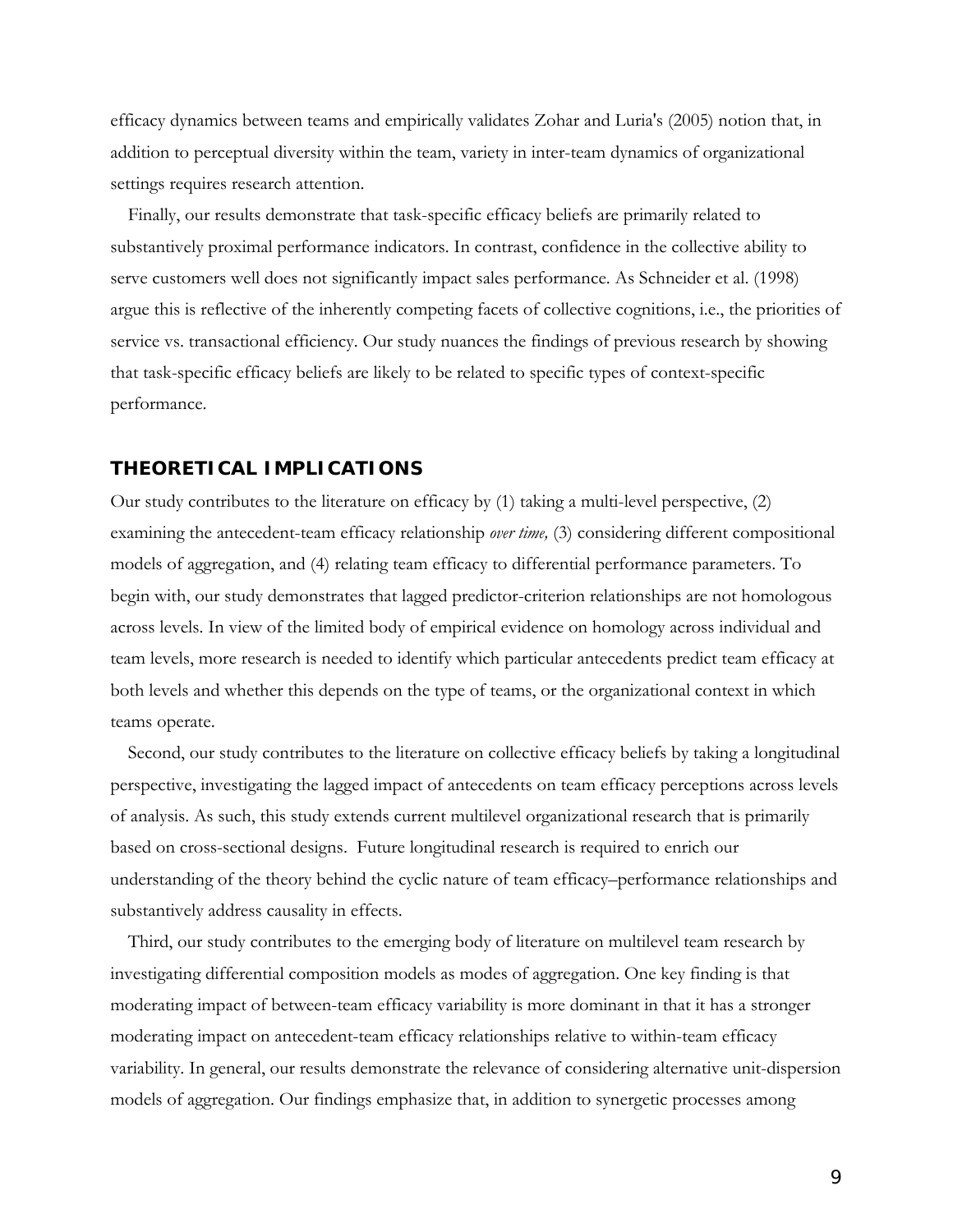efficacy dynamics between teams and empirically validates Zohar and Luria's (2005) notion that, in addition to perceptual diversity within the team, variety in inter-team dynamics of organizational settings requires research attention.

Finally, our results demonstrate that task-specific efficacy beliefs are primarily related to substantively proximal performance indicators. In contrast, confidence in the collective ability to serve customers well does not significantly impact sales performance. As Schneider et al. (1998) argue this is reflective of the inherently competing facets of collective cognitions, i.e., the priorities of service vs. transactional efficiency. Our study nuances the findings of previous research by showing that task-specific efficacy beliefs are likely to be related to specific types of context-specific performance.

## THEORETICAL IMPLICATIONS

Our study contributes to the literature on efficacy by (1) taking a multi-level perspective, (2) examining the antecedent-team efficacy relationship *over time,* (3) considering different compositional models of aggregation, and (4) relating team efficacy to differential performance parameters. To begin with, our study demonstrates that lagged predictor-criterion relationships are not homologous across levels. In view of the limited body of empirical evidence on homology across individual and team levels, more research is needed to identify which particular antecedents predict team efficacy at both levels and whether this depends on the type of teams, or the organizational context in which teams operate.

Second, our study contributes to the literature on collective efficacy beliefs by taking a longitudinal perspective, investigating the lagged impact of antecedents on team efficacy perceptions across levels of analysis. As such, this study extends current multilevel organizational research that is primarily based on cross-sectional designs. Future longitudinal research is required to enrich our understanding of the theory behind the cyclic nature of team efficacy–performance relationships and substantively address causality in effects.

Third, our study contributes to the emerging body of literature on multilevel team research by investigating differential composition models as modes of aggregation. One key finding is that moderating impact of between-team efficacy variability is more dominant in that it has a stronger moderating impact on antecedent-team efficacy relationships relative to within-team efficacy variability. In general, our results demonstrate the relevance of considering alternative unit-dispersion models of aggregation. Our findings emphasize that, in addition to synergetic processes among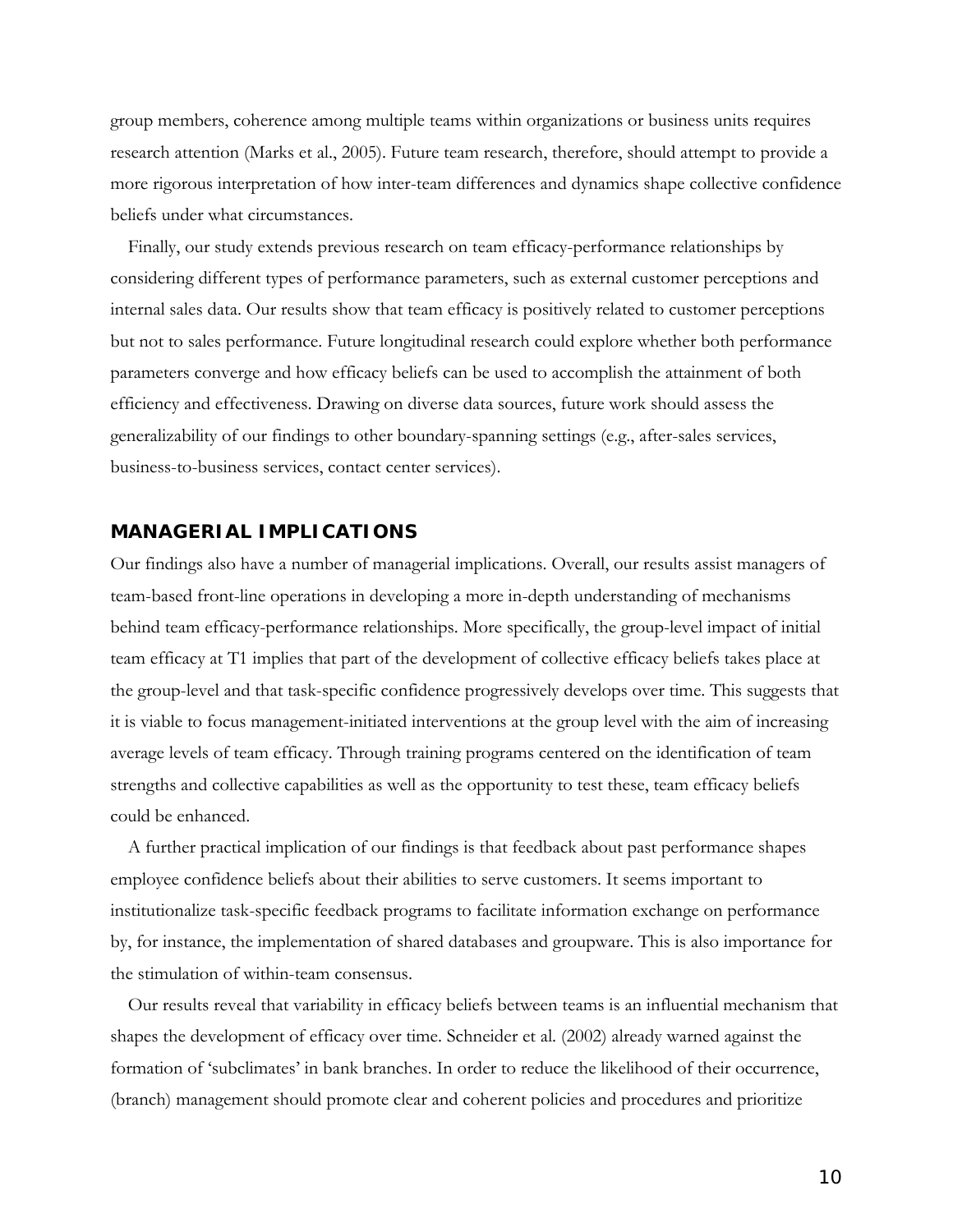group members, coherence among multiple teams within organizations or business units requires research attention (Marks et al., 2005). Future team research, therefore, should attempt to provide a more rigorous interpretation of how inter-team differences and dynamics shape collective confidence beliefs under what circumstances.

Finally, our study extends previous research on team efficacy-performance relationships by considering different types of performance parameters, such as external customer perceptions and internal sales data. Our results show that team efficacy is positively related to customer perceptions but not to sales performance. Future longitudinal research could explore whether both performance parameters converge and how efficacy beliefs can be used to accomplish the attainment of both efficiency and effectiveness. Drawing on diverse data sources, future work should assess the generalizability of our findings to other boundary-spanning settings (e.g., after-sales services, business-to-business services, contact center services).

## MANAGERIAL IMPLICATIONS

Our findings also have a number of managerial implications. Overall, our results assist managers of team-based front-line operations in developing a more in-depth understanding of mechanisms behind team efficacy-performance relationships. More specifically, the group-level impact of initial team efficacy at T1 implies that part of the development of collective efficacy beliefs takes place at the group-level and that task-specific confidence progressively develops over time. This suggests that it is viable to focus management-initiated interventions at the group level with the aim of increasing average levels of team efficacy. Through training programs centered on the identification of team strengths and collective capabilities as well as the opportunity to test these, team efficacy beliefs could be enhanced.

A further practical implication of our findings is that feedback about past performance shapes employee confidence beliefs about their abilities to serve customers. It seems important to institutionalize task-specific feedback programs to facilitate information exchange on performance by, for instance, the implementation of shared databases and groupware. This is also importance for the stimulation of within-team consensus.

Our results reveal that variability in efficacy beliefs between teams is an influential mechanism that shapes the development of efficacy over time. Schneider et al. (2002) already warned against the formation of 'subclimates' in bank branches. In order to reduce the likelihood of their occurrence, (branch) management should promote clear and coherent policies and procedures and prioritize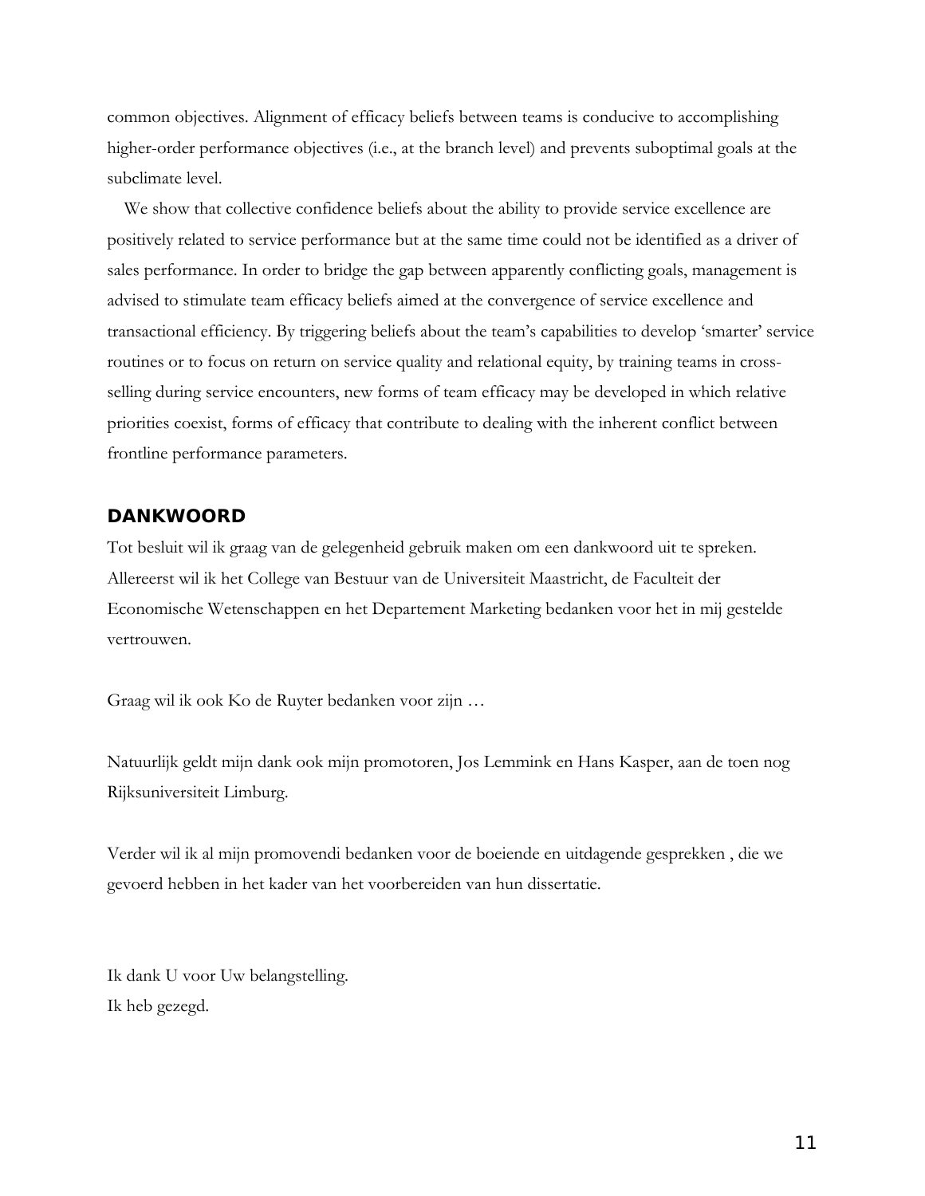common objectives. Alignment of efficacy beliefs between teams is conducive to accomplishing higher-order performance objectives (i.e., at the branch level) and prevents suboptimal goals at the subclimate level.

We show that collective confidence beliefs about the ability to provide service excellence are positively related to service performance but at the same time could not be identified as a driver of sales performance. In order to bridge the gap between apparently conflicting goals, management is advised to stimulate team efficacy beliefs aimed at the convergence of service excellence and transactional efficiency. By triggering beliefs about the team's capabilities to develop 'smarter' service routines or to focus on return on service quality and relational equity, by training teams in cross-selling during service encounters, new forms of team efficacy may be developed in which relative priorities coexist, forms of efficacy that contribute to dealing with the inherent conflict between frontline performance parameters.

## DANKWOORD

Tot besluit wil ik graag van de gelegenheid gebruik maken om een dankwoord uit te spreken. Allereerst wil ik het College van Bestuur van de Universiteit Maastricht, de Faculteit der Economische Wetenschappen en het Departement Marketing bedanken voor het in mij gestelde vertrouwen.

Graag wil ik ook Ko de Ruyter bedanken voor zijn …

Natuurlijk geldt mijn dank ook mijn promotoren, Jos Lemmink en Hans Kasper, aan de toen nog Rijksuniversiteit Limburg.

Verder wil ik al mijn promovendi bedanken voor de boeiende en uitdagende gesprekken , die we gevoerd hebben in het kader van het voorbereiden van hun dissertatie.

Ik dank U voor Uw belangstelling.
Ik heb gezegd.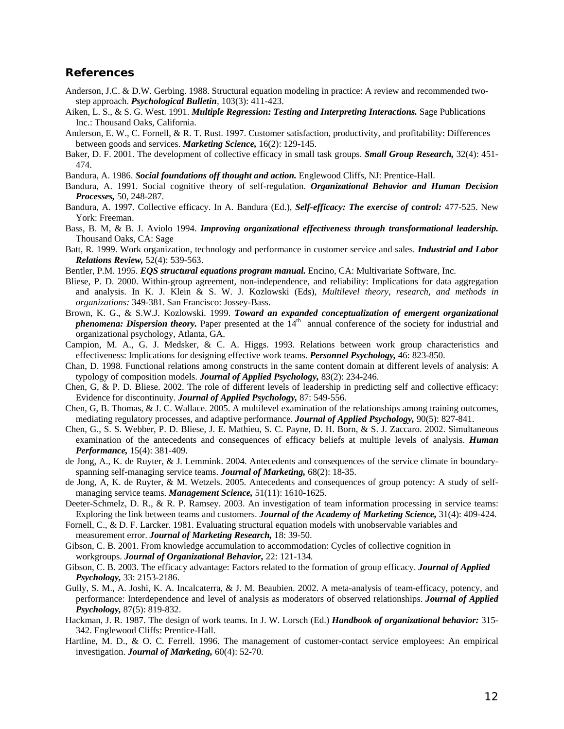## References

Anderson, J.C. & D.W. Gerbing. 1988. Structural equation modeling in practice: A review and recommended two-step approach. ***Psychological Bulletin***, 103(3): 411-423.

Aiken, L. S., & S. G. West. 1991. ***Multiple Regression: Testing and Interpreting Interactions.*** Sage Publications Inc.: Thousand Oaks, California.

Anderson, E. W., C. Fornell, & R. T. Rust. 1997. Customer satisfaction, productivity, and profitability: Differences between goods and services. ***Marketing Science,*** 16(2): 129-145.

Baker, D. F. 2001. The development of collective efficacy in small task groups. ***Small Group Research,*** 32(4): 451-474.

Bandura, A. 1986. ***Social foundations off thought and action.*** Englewood Cliffs, NJ: Prentice-Hall.

Bandura, A. 1991. Social cognitive theory of self-regulation. ***Organizational Behavior and Human Decision Processes,*** 50, 248-287.

Bandura, A. 1997. Collective efficacy. In A. Bandura (Ed.), ***Self-efficacy: The exercise of control:*** 477-525. New York: Freeman.

Bass, B. M, & B. J. Aviolo 1994. ***Improving organizational effectiveness through transformational leadership.*** Thousand Oaks, CA: Sage

Batt, R. 1999. Work organization, technology and performance in customer service and sales. ***Industrial and Labor Relations Review,*** 52(4): 539-563.

Bentler, P.M. 1995. ***EQS structural equations program manual.*** Encino, CA: Multivariate Software, Inc.

Bliese, P. D. 2000. Within-group agreement, non-independence, and reliability: Implications for data aggregation and analysis. In K. J. Klein & S. W. J. Kozlowski (Eds), *Multilevel theory, research, and methods in organizations:* 349-381. San Francisco: Jossey-Bass.

Brown, K. G., & S.W.J. Kozlowski. 1999. ***Toward an expanded conceptualization of emergent organizational phenomena: Dispersion theory.*** Paper presented at the 14th annual conference of the society for industrial and organizational psychology, Atlanta, GA.

Campion, M. A., G. J. Medsker, & C. A. Higgs. 1993. Relations between work group characteristics and effectiveness: Implications for designing effective work teams. ***Personnel Psychology,*** 46: 823-850.

Chan, D. 1998. Functional relations among constructs in the same content domain at different levels of analysis: A typology of composition models. ***Journal of Applied Psychology,*** 83(2): 234-246.

Chen, G, & P. D. Bliese. 2002. The role of different levels of leadership in predicting self and collective efficacy: Evidence for discontinuity. ***Journal of Applied Psychology,*** 87: 549-556.

Chen, G, B. Thomas, & J. C. Wallace. 2005. A multilevel examination of the relationships among training outcomes, mediating regulatory processes, and adaptive performance. ***Journal of Applied Psychology,*** 90(5): 827-841.

Chen, G., S. S. Webber, P. D. Bliese, J. E. Mathieu, S. C. Payne, D. H. Born, & S. J. Zaccaro. 2002. Simultaneous examination of the antecedents and consequences of efficacy beliefs at multiple levels of analysis. ***Human Performance,*** 15(4): 381-409.

de Jong, A., K. de Ruyter, & J. Lemmink. 2004. Antecedents and consequences of the service climate in boundary-spanning self-managing service teams. ***Journal of Marketing,*** 68(2): 18-35.

de Jong, A, K. de Ruyter, & M. Wetzels. 2005. Antecedents and consequences of group potency: A study of self-managing service teams. ***Management Science,*** 51(11): 1610-1625.

Deeter-Schmelz, D. R., & R. P. Ramsey. 2003. An investigation of team information processing in service teams: Exploring the link between teams and customers. ***Journal of the Academy of Marketing Science,*** 31(4): 409-424.

Fornell, C., & D. F. Larcker. 1981. Evaluating structural equation models with unobservable variables and measurement error. ***Journal of Marketing Research,*** 18: 39-50.

Gibson, C. B. 2001. From knowledge accumulation to accommodation: Cycles of collective cognition in workgroups. ***Journal of Organizational Behavior,*** 22: 121-134.

Gibson, C. B. 2003. The efficacy advantage: Factors related to the formation of group efficacy. ***Journal of Applied Psychology,*** 33: 2153-2186.

Gully, S. M., A. Joshi, K. A. Incalcaterra, & J. M. Beaubien. 2002. A meta-analysis of team-efficacy, potency, and performance: Interdependence and level of analysis as moderators of observed relationships. ***Journal of Applied Psychology,*** 87(5): 819-832.

Hackman, J. R. 1987. The design of work teams. In J. W. Lorsch (Ed.) ***Handbook of organizational behavior:*** 315-342. Englewood Cliffs: Prentice-Hall.

Hartline, M. D., & O. C. Ferrell. 1996. The management of customer-contact service employees: An empirical investigation. ***Journal of Marketing,*** 60(4): 52-70.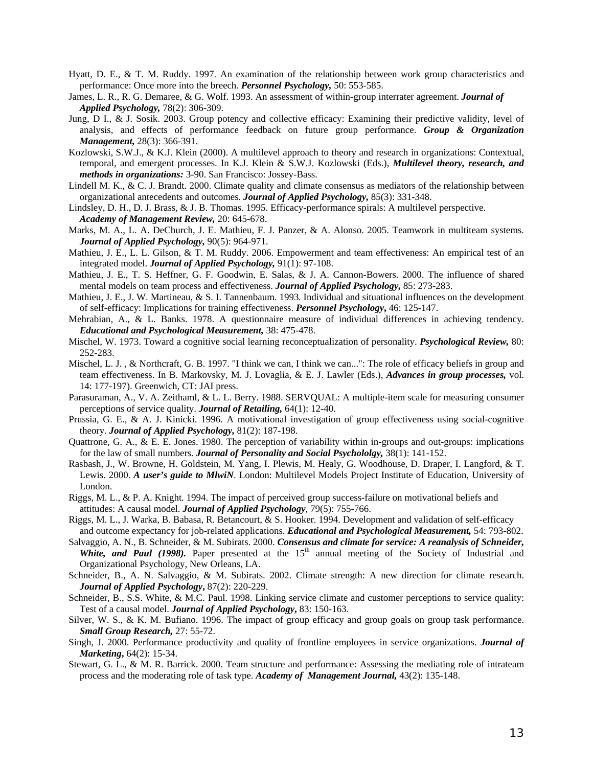Hyatt, D. E., & T. M. Ruddy. 1997. An examination of the relationship between work group characteristics and performance: Once more into the breech. ***Personnel Psychology,*** 50: 553-585.

James, L. R., R. G. Demaree, & G. Wolf. 1993. An assessment of within-group interrater agreement. ***Journal of Applied Psychology,*** 78(2): 306-309.

Jung, D I., & J. Sosik. 2003. Group potency and collective efficacy: Examining their predictive validity, level of analysis, and effects of performance feedback on future group performance. ***Group & Organization Management,*** 28(3): 366-391.

Kozlowski, S.W.J., & K.J. Klein (2000). A multilevel approach to theory and research in organizations: Contextual, temporal, and emergent processes. In K.J. Klein & S.W.J. Kozlowski (Eds.), ***Multilevel theory, research, and methods in organizations:*** 3-90. San Francisco: Jossey-Bass.

Lindell M. K., & C. J. Brandt. 2000. Climate quality and climate consensus as mediators of the relationship between organizational antecedents and outcomes. ***Journal of Applied Psychology,*** 85(3): 331-348.

Lindsley, D. H., D. J. Brass, & J. B. Thomas. 1995. Efficacy-performance spirals: A multilevel perspective. ***Academy of Management Review,*** 20: 645-678.

Marks, M. A., L. A. DeChurch, J. E. Mathieu, F. J. Panzer, & A. Alonso. 2005. Teamwork in multiteam systems. ***Journal of Applied Psychology,*** 90(5): 964-971.

Mathieu, J. E., L. L. Gilson, & T. M. Ruddy. 2006. Empowerment and team effectiveness: An empirical test of an integrated model. ***Journal of Applied Psychology,*** 91(1): 97-108.

Mathieu, J. E., T. S. Heffner, G. F. Goodwin, E. Salas, & J. A. Cannon-Bowers. 2000. The influence of shared mental models on team process and effectiveness. ***Journal of Applied Psychology,*** 85: 273-283.

Mathieu, J. E., J. W. Martineau, & S. I. Tannenbaum. 1993. Individual and situational influences on the development of self-efficacy: Implications for training effectiveness. ***Personnel Psychology***, 46: 125-147.

Mehrabian, A., & L. Banks. 1978. A questionnaire measure of individual differences in achieving tendency. ***Educational and Psychological Measurement,*** 38: 475-478.

Mischel, W. 1973. Toward a cognitive social learning reconceptualization of personality. ***Psychological Review,*** 80: 252-283.

Mischel, L. J. , & Northcraft, G. B. 1997. "I think we can, I think we can...": The role of efficacy beliefs in group and team effectiveness. In B. Markovsky, M. J. Lovaglia, & E. J. Lawler (Eds.), ***Advances in group processes,*** vol. 14: 177-197). Greenwich, CT: JAI press.

Parasuraman, A., V. A. Zeithaml, & L. L. Berry. 1988. SERVQUAL: A multiple-item scale for measuring consumer perceptions of service quality. ***Journal of Retailing,*** 64(1): 12-40.

Prussia, G. E., & A. J. Kinicki. 1996. A motivational investigation of group effectiveness using social-cognitive theory. ***Journal of Applied Psychology,*** 81(2): 187-198.

Quattrone, G. A., & E. E. Jones. 1980. The perception of variability within in-groups and out-groups: implications for the law of small numbers. ***Journal of Personality and Social Psycholology,*** 38(1): 141-152.

Rasbash, J., W. Browne, H. Goldstein, M. Yang, I. Plewis, M. Healy, G. Woodhouse, D. Draper, I. Langford, & T. Lewis. 2000. ***A user's guide to MlwiN***. London: Multilevel Models Project Institute of Education, University of London.

Riggs, M. L., & P. A. Knight. 1994. The impact of perceived group success-failure on motivational beliefs and attitudes: A causal model. ***Journal of Applied Psychology***, 79(5): 755-766.

Riggs, M. L., J. Warka, B. Babasa, R. Betancourt, & S. Hooker. 1994. Development and validation of self-efficacy and outcome expectancy for job-related applications. ***Educational and Psychological Measurement,*** 54: 793-802.

Salvaggio, A. N., B. Schneider, & M. Subirats. 2000. ***Consensus and climate for service: A reanalysis of Schneider, White, and Paul (1998).*** Paper presented at the 15th annual meeting of the Society of Industrial and Organizational Psychology, New Orleans, LA.

Schneider, B., A. N. Salvaggio, & M. Subirats. 2002. Climate strength: A new direction for climate research. ***Journal of Applied Psychology***, 87(2): 220-229.

Schneider, B., S.S. White, & M.C. Paul. 1998. Linking service climate and customer perceptions to service quality: Test of a causal model. ***Journal of Applied Psychology***, 83: 150-163.

Silver, W. S., & K. M. Bufiano. 1996. The impact of group efficacy and group goals on group task performance. ***Small Group Research,*** 27: 55-72.

Singh, J. 2000. Performance productivity and quality of frontline employees in service organizations. ***Journal of Marketing***, 64(2): 15-34.

Stewart, G. L., & M. R. Barrick. 2000. Team structure and performance: Assessing the mediating role of intrateam process and the moderating role of task type. ***Academy of Management Journal,*** 43(2): 135-148.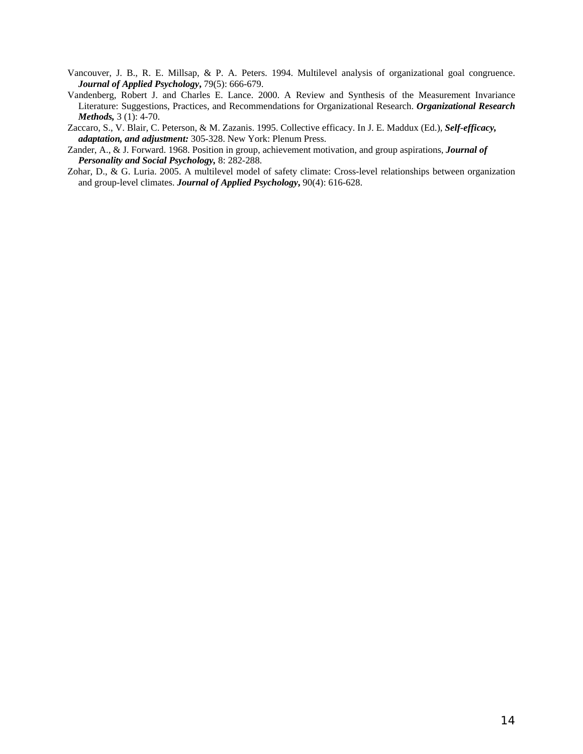Vancouver, J. B., R. E. Millsap, & P. A. Peters. 1994. Multilevel analysis of organizational goal congruence. ***Journal of Applied Psychology*****,** 79(5): 666-679.

Vandenberg, Robert J. and Charles E. Lance. 2000. A Review and Synthesis of the Measurement Invariance Literature: Suggestions, Practices, and Recommendations for Organizational Research. ***Organizational Research Methods,*** 3 (1): 4-70.

Zaccaro, S., V. Blair, C. Peterson, & M. Zazanis. 1995. Collective efficacy. In J. E. Maddux (Ed.), ***Self-efficacy, adaptation, and adjustment:*** 305-328. New York: Plenum Press.

Zander, A., & J. Forward. 1968. Position in group, achievement motivation, and group aspirations, ***Journal of Personality and Social Psychology,*** 8: 282-288.

Zohar, D., & G. Luria. 2005. A multilevel model of safety climate: Cross-level relationships between organization and group-level climates. ***Journal of Applied Psychology*****,** 90(4): 616-628.